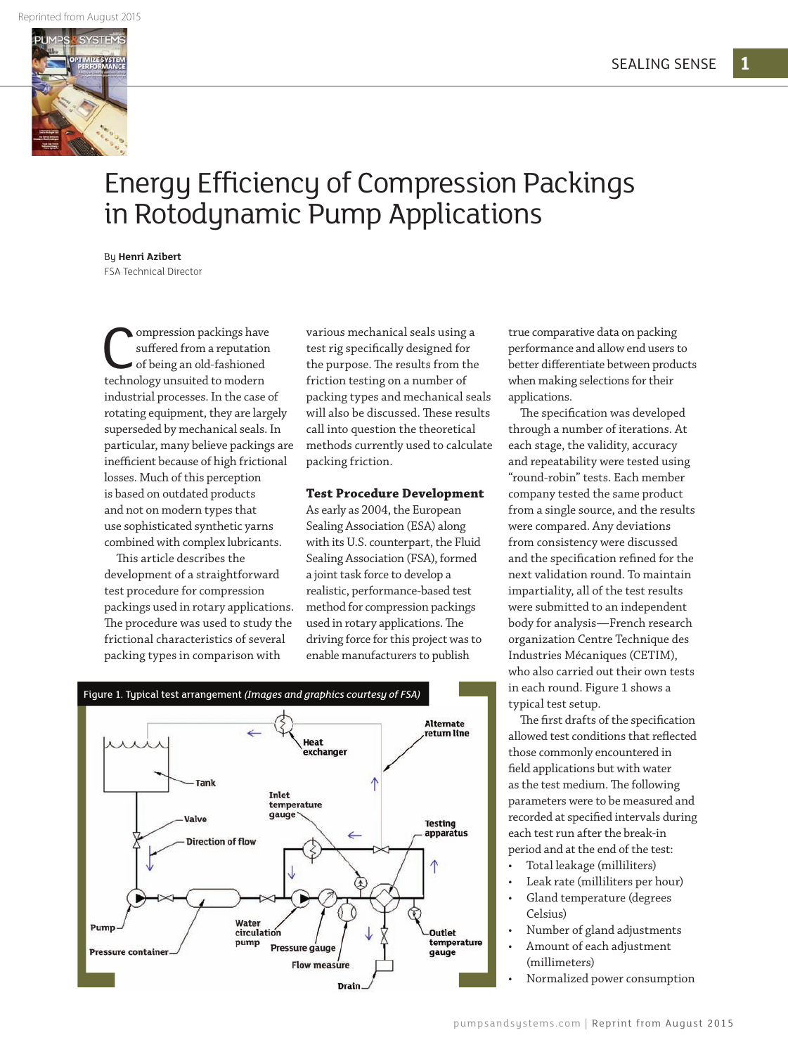# Energy Efficiency of Compression Packings in Rotodynamic Pump Applications

By **Henri Azibert**
FSA Technical Director

Compression packings have suffered from a reputation of being an old-fashioned technology unsuited to modern industrial processes. In the case of rotating equipment, they are largely superseded by mechanical seals. In particular, many believe packings are inefficient because of high frictional losses. Much of this perception is based on outdated products and not on modern types that use sophisticated synthetic yarns combined with complex lubricants.

This article describes the development of a straightforward test procedure for compression packings used in rotary applications. The procedure was used to study the frictional characteristics of several packing types in comparison with various mechanical seals using a test rig specifically designed for the purpose. The results from the friction testing on a number of packing types and mechanical seals will also be discussed. These results call into question the theoretical methods currently used to calculate packing friction.

## Test Procedure Development

As early as 2004, the European Sealing Association (ESA) along with its U.S. counterpart, the Fluid Sealing Association (FSA), formed a joint task force to develop a realistic, performance-based test method for compression packings used in rotary applications. The driving force for this project was to enable manufacturers to publish true comparative data on packing performance and allow end users to better differentiate between products when making selections for their applications.

The specification was developed through a number of iterations. At each stage, the validity, accuracy and repeatability were tested using "round-robin" tests. Each member company tested the same product from a single source, and the results were compared. Any deviations from consistency were discussed and the specification refined for the next validation round. To maintain impartiality, all of the test results were submitted to an independent body for analysis—French research organization Centre Technique des Industries Mécaniques (CETIM), who also carried out their own tests in each round. Figure 1 shows a typical test setup.

Figure 1. Typical test arrangement *(Images and graphics courtesy of FSA)*

The first drafts of the specification allowed test conditions that reflected those commonly encountered in field applications but with water as the test medium. The following parameters were to be measured and recorded at specified intervals during each test run after the break-in period and at the end of the test:

- Total leakage (milliliters)
- Leak rate (milliliters per hour)
- Gland temperature (degrees Celsius)
- Number of gland adjustments
- Amount of each adjustment (millimeters)
- Normalized power consumption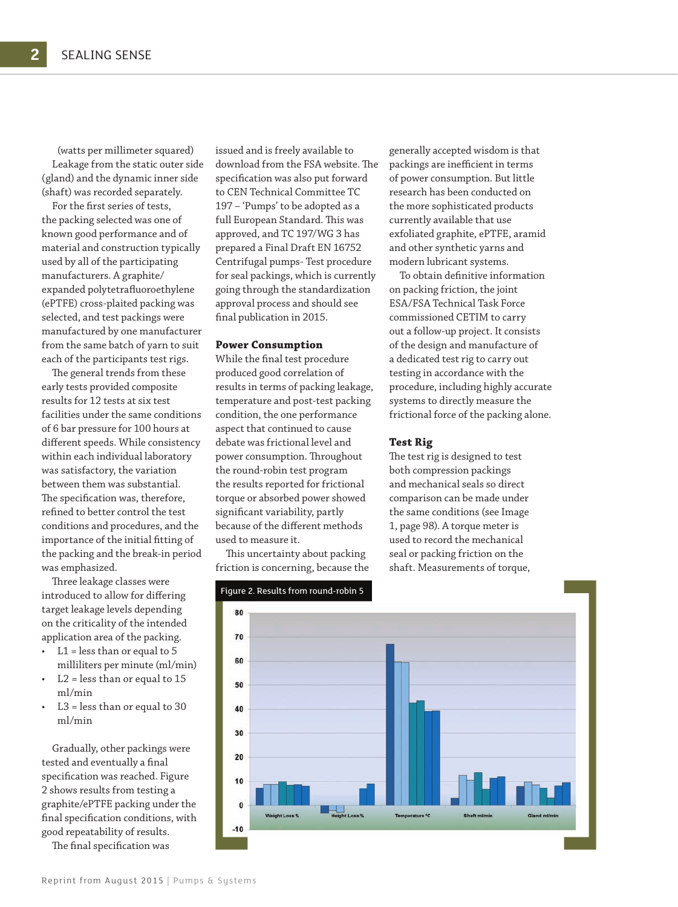(watts per millimeter squared)

Leakage from the static outer side (gland) and the dynamic inner side (shaft) was recorded separately.

For the first series of tests, the packing selected was one of known good performance and of material and construction typically used by all of the participating manufacturers. A graphite/expanded polytetrafluoroethylene (ePTFE) cross-plaited packing was selected, and test packings were manufactured by one manufacturer from the same batch of yarn to suit each of the participants test rigs.

The general trends from these early tests provided composite results for 12 tests at six test facilities under the same conditions of 6 bar pressure for 100 hours at different speeds. While consistency within each individual laboratory was satisfactory, the variation between them was substantial. The specification was, therefore, refined to better control the test conditions and procedures, and the importance of the initial fitting of the packing and the break-in period was emphasized.

Three leakage classes were introduced to allow for differing target leakage levels depending on the criticality of the intended application area of the packing.

- L1 = less than or equal to 5 milliliters per minute (ml/min)
- L2 = less than or equal to 15 ml/min
- L3 = less than or equal to 30 ml/min

Gradually, other packings were tested and eventually a final specification was reached. Figure 2 shows results from testing a graphite/ePTFE packing under the final specification conditions, with good repeatability of results.

The final specification was issued and is freely available to download from the FSA website. The specification was also put forward to CEN Technical Committee TC 197 – 'Pumps' to be adopted as a full European Standard. This was approved, and TC 197/WG 3 has prepared a Final Draft EN 16752 Centrifugal pumps- Test procedure for seal packings, which is currently going through the standardization approval process and should see final publication in 2015.

## Power Consumption

While the final test procedure produced good correlation of results in terms of packing leakage, temperature and post-test packing condition, the one performance aspect that continued to cause debate was frictional level and power consumption. Throughout the round-robin test program the results reported for frictional torque or absorbed power showed significant variability, partly because of the different methods used to measure it.

This uncertainty about packing friction is concerning, because the generally accepted wisdom is that packings are inefficient in terms of power consumption. But little research has been conducted on the more sophisticated products currently available that use exfoliated graphite, ePTFE, aramid and other synthetic yarns and modern lubricant systems.

To obtain definitive information on packing friction, the joint ESA/FSA Technical Task Force commissioned CETIM to carry out a follow-up project. It consists of the design and manufacture of a dedicated test rig to carry out testing in accordance with the procedure, including highly accurate systems to directly measure the frictional force of the packing alone.

## Test Rig

The test rig is designed to test both compression packings and mechanical seals so direct comparison can be made under the same conditions (see Image 1, page 98). A torque meter is used to record the mechanical seal or packing friction on the shaft. Measurements of torque,

Figure 2. Results from round-robin 5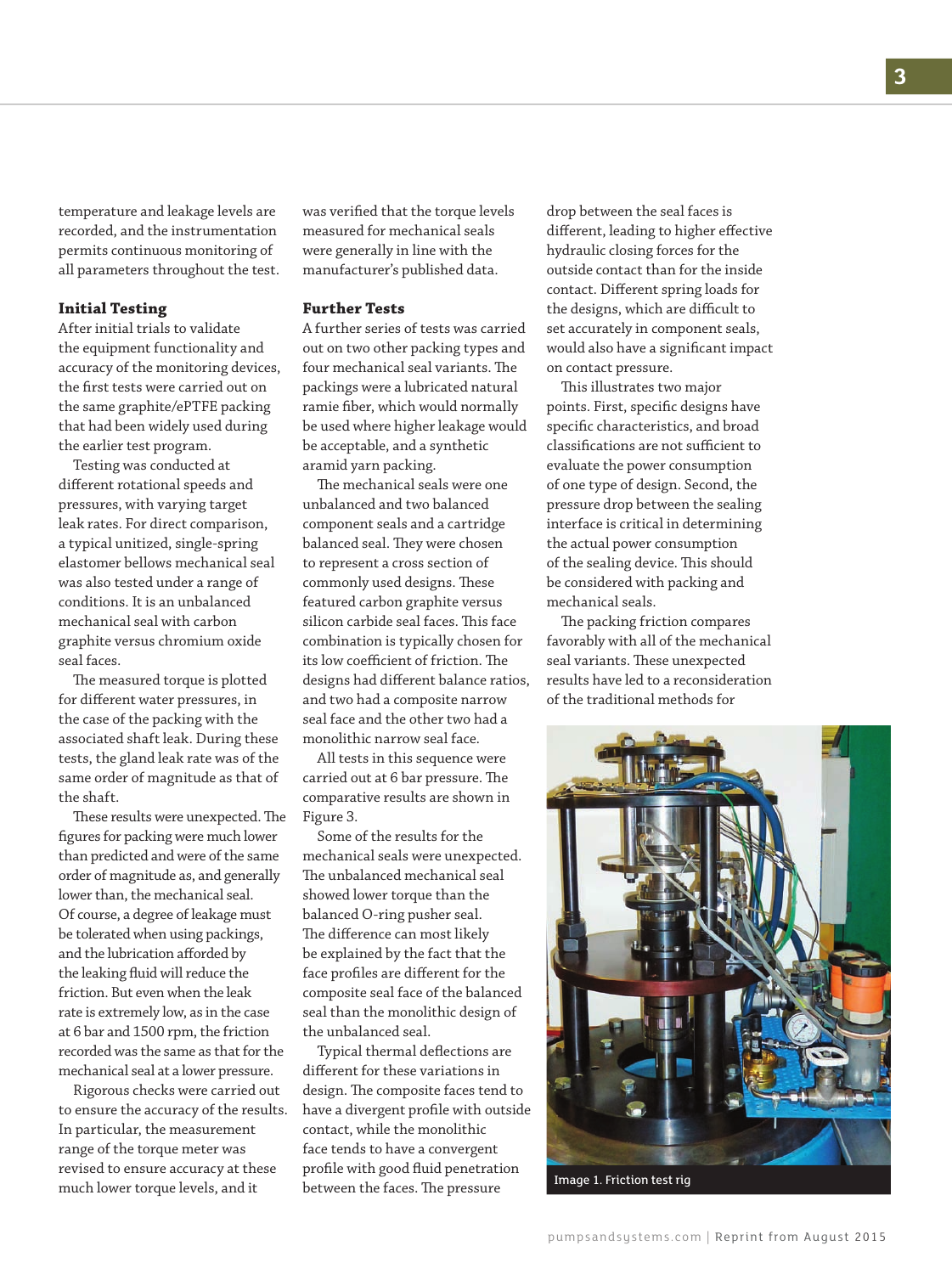temperature and leakage levels are recorded, and the instrumentation permits continuous monitoring of all parameters throughout the test.

### Initial Testing

After initial trials to validate the equipment functionality and accuracy of the monitoring devices, the first tests were carried out on the same graphite/ePTFE packing that had been widely used during the earlier test program.

Testing was conducted at different rotational speeds and pressures, with varying target leak rates. For direct comparison, a typical unitized, single-spring elastomer bellows mechanical seal was also tested under a range of conditions. It is an unbalanced mechanical seal with carbon graphite versus chromium oxide seal faces.

The measured torque is plotted for different water pressures, in the case of the packing with the associated shaft leak. During these tests, the gland leak rate was of the same order of magnitude as that of the shaft.

These results were unexpected. The figures for packing were much lower than predicted and were of the same order of magnitude as, and generally lower than, the mechanical seal. Of course, a degree of leakage must be tolerated when using packings, and the lubrication afforded by the leaking fluid will reduce the friction. But even when the leak rate is extremely low, as in the case at 6 bar and 1500 rpm, the friction recorded was the same as that for the mechanical seal at a lower pressure.

Rigorous checks were carried out to ensure the accuracy of the results. In particular, the measurement range of the torque meter was revised to ensure accuracy at these much lower torque levels, and it was verified that the torque levels measured for mechanical seals were generally in line with the manufacturer's published data.

### Further Tests

A further series of tests was carried out on two other packing types and four mechanical seal variants. The packings were a lubricated natural ramie fiber, which would normally be used where higher leakage would be acceptable, and a synthetic aramid yarn packing.

The mechanical seals were one unbalanced and two balanced component seals and a cartridge balanced seal. They were chosen to represent a cross section of commonly used designs. These featured carbon graphite versus silicon carbide seal faces. This face combination is typically chosen for its low coefficient of friction. The designs had different balance ratios, and two had a composite narrow seal face and the other two had a monolithic narrow seal face.

All tests in this sequence were carried out at 6 bar pressure. The comparative results are shown in Figure 3.

Some of the results for the mechanical seals were unexpected. The unbalanced mechanical seal showed lower torque than the balanced O-ring pusher seal. The difference can most likely be explained by the fact that the face profiles are different for the composite seal face of the balanced seal than the monolithic design of the unbalanced seal.

Typical thermal deflections are different for these variations in design. The composite faces tend to have a divergent profile with outside contact, while the monolithic face tends to have a convergent profile with good fluid penetration between the faces. The pressure drop between the seal faces is different, leading to higher effective hydraulic closing forces for the outside contact than for the inside contact. Different spring loads for the designs, which are difficult to set accurately in component seals, would also have a significant impact on contact pressure.

This illustrates two major points. First, specific designs have specific characteristics, and broad classifications are not sufficient to evaluate the power consumption of one type of design. Second, the pressure drop between the sealing interface is critical in determining the actual power consumption of the sealing device. This should be considered with packing and mechanical seals.

The packing friction compares favorably with all of the mechanical seal variants. These unexpected results have led to a reconsideration of the traditional methods for

Image 1. Friction test rig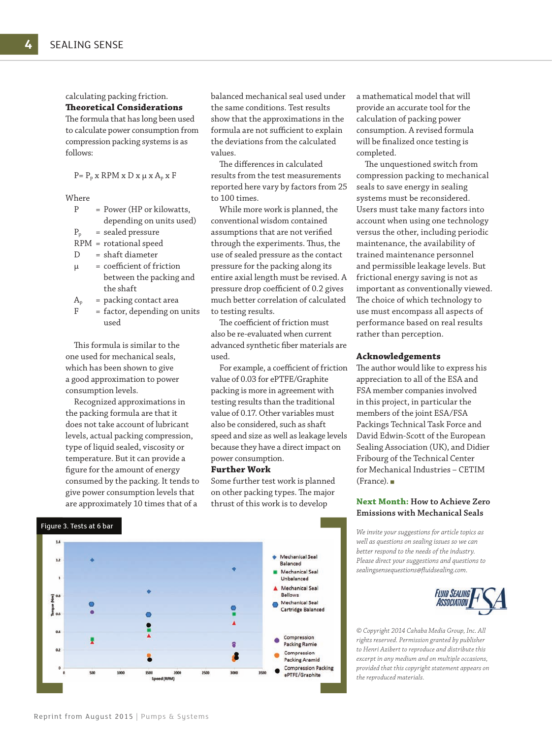calculating packing friction.

## Theoretical Considerations

The formula that has long been used to calculate power consumption from compression packing systems is as follows:

$$P = P_p \times RPM \times D \times \mu \times A_p \times F$$

Where

- P = Power (HP or kilowatts, depending on units used)
- $P_p$ = sealed pressure
- RPM = rotational speed
- D = shaft diameter
- $\mu$ = coefficient of friction between the packing and the shaft
- $A_p$ = packing contact area
- F = factor, depending on units used

This formula is similar to the one used for mechanical seals, which has been shown to give a good approximation to power consumption levels.

Recognized approximations in the packing formula are that it does not take account of lubricant levels, actual packing compression, type of liquid sealed, viscosity or temperature. But it can provide a figure for the amount of energy consumed by the packing. It tends to give power consumption levels that are approximately 10 times that of a balanced mechanical seal used under the same conditions. Test results show that the approximations in the formula are not sufficient to explain the deviations from the calculated values.

The differences in calculated results from the test measurements reported here vary by factors from 25 to 100 times.

While more work is planned, the conventional wisdom contained assumptions that are not verified through the experiments. Thus, the use of sealed pressure as the contact pressure for the packing along its entire axial length must be revised. A pressure drop coefficient of 0.2 gives much better correlation of calculated to testing results.

The coefficient of friction must also be re-evaluated when current advanced synthetic fiber materials are used.

For example, a coefficient of friction value of 0.03 for ePTFE/Graphite packing is more in agreement with testing results than the traditional value of 0.17. Other variables must also be considered, such as shaft speed and size as well as leakage levels because they have a direct impact on power consumption.

## Further Work

Some further test work is planned on other packing types. The major thrust of this work is to develop a mathematical model that will provide an accurate tool for the calculation of packing power consumption. A revised formula will be finalized once testing is completed.

The unquestioned switch from compression packing to mechanical seals to save energy in sealing systems must be reconsidered. Users must take many factors into account when using one technology versus the other, including periodic maintenance, the availability of trained maintenance personnel and permissible leakage levels. But frictional energy saving is not as important as conventionally viewed. The choice of which technology to use must encompass all aspects of performance based on real results rather than perception.

## Acknowledgements

The author would like to express his appreciation to all of the ESA and FSA member companies involved in this project, in particular the members of the joint ESA/FSA Packings Technical Task Force and David Edwin-Scott of the European Sealing Association (UK), and Didier Fribourg of the Technical Center for Mechanical Industries – CETIM (France). ■

**Next Month:** How to Achieve Zero Emissions with Mechanical Seals

*We invite your suggestions for article topics as well as questions on sealing issues so we can better respond to the needs of the industry. Please direct your suggestions and questions to sealingsensequestions@fluidsealing.com.*

Figure 3. Tests at 6 bar

Torque (Nm)
1.4
1.2
1
0.8
0.6
0.4
0.2
0
0 500 1000 1500 2000 2500 3000 3500
Speed (RPM)

Mechanical Seal Balanced
Mechanical Seal Unbalanced
Mechanical Seal Bellows
Mechanical Seal Cartridge Balanced
Compression Packing Ramie
Compression Packing Aramid
Compression Packing ePTFE/Graphite

*© Copyright 2014 Cahaba Media Group, Inc. All rights reserved. Permission granted by publisher to Henri Azibert to reproduce and distribute this excerpt in any medium and on multiple occasions, provided that this copyright statement appears on the reproduced materials.*